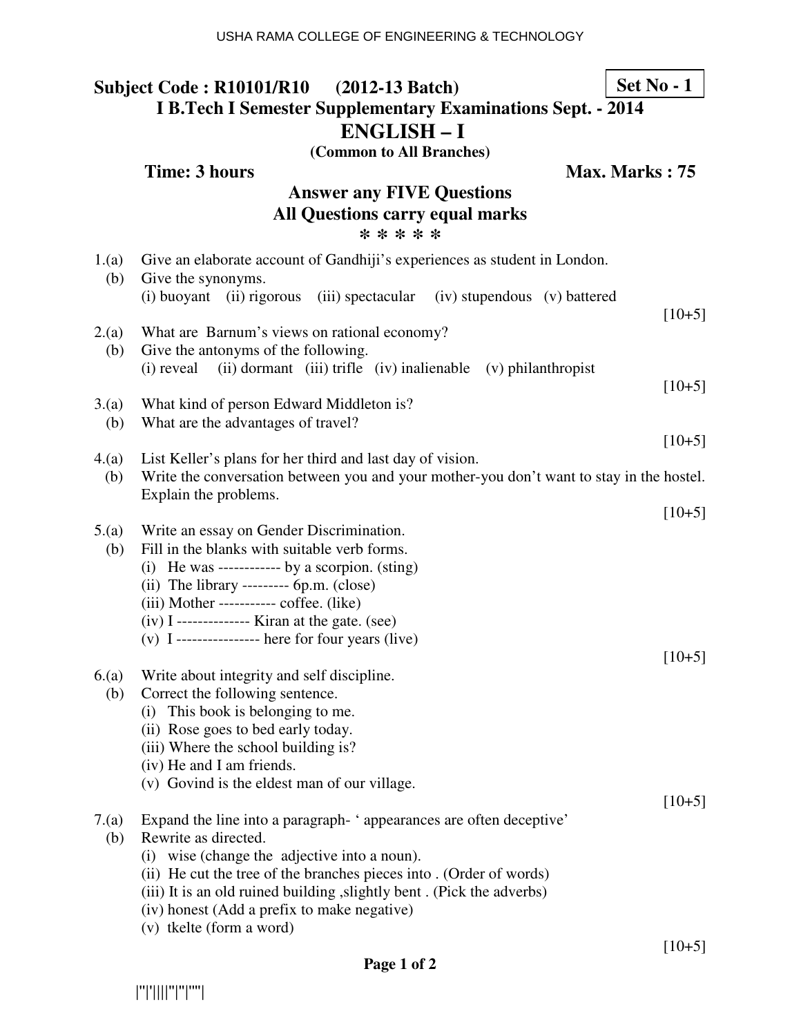**Subject Code : R10101/R10 (2012-13 Batch)** **Set No - 1**

**I B.Tech I Semester Supplementary Examinations Sept. - 2014**

# ENGLISH – I

**(Common to All Branches)**

**Time: 3 hours** **Max. Marks : 75**

**Answer any FIVE Questions**

**All Questions carry equal marks**

**\* \* \* \* \***

1.(a) Give an elaborate account of Gandhiji's experiences as student in London.
  (b) Give the synonyms.
  (i) buoyant (ii) rigorous (iii) spectacular (iv) stupendous (v) battered

[10+5]

2.(a) What are Barnum's views on rational economy?
  (b) Give the antonyms of the following.
  (i) reveal (ii) dormant (iii) trifle (iv) inalienable (v) philanthropist

[10+5]

3.(a) What kind of person Edward Middleton is?
  (b) What are the advantages of travel?

[10+5]

4.(a) List Keller's plans for her third and last day of vision.
  (b) Write the conversation between you and your mother-you don't want to stay in the hostel. Explain the problems.

[10+5]

5.(a) Write an essay on Gender Discrimination.
  (b) Fill in the blanks with suitable verb forms.
  (i) He was ------------ by a scorpion. (sting)
  (ii) The library --------- 6p.m. (close)
  (iii) Mother ----------- coffee. (like)
  (iv) I -------------- Kiran at the gate. (see)
  (v) I ---------------- here for four years (live)

[10+5]

6.(a) Write about integrity and self discipline.
  (b) Correct the following sentence.
  (i) This book is belonging to me.
  (ii) Rose goes to bed early today.
  (iii) Where the school building is?
  (iv) He and I am friends.
  (v) Govind is the eldest man of our village.

[10+5]

7.(a) Expand the line into a paragraph- ' appearances are often deceptive'
  (b) Rewrite as directed.
  (i) wise (change the adjective into a noun).
  (ii) He cut the tree of the branches pieces into . (Order of words)
  (iii) It is an old ruined building ,slightly bent . (Pick the adverbs)
  (iv) honest (Add a prefix to make negative)
  (v) tkelte (form a word)

[10+5]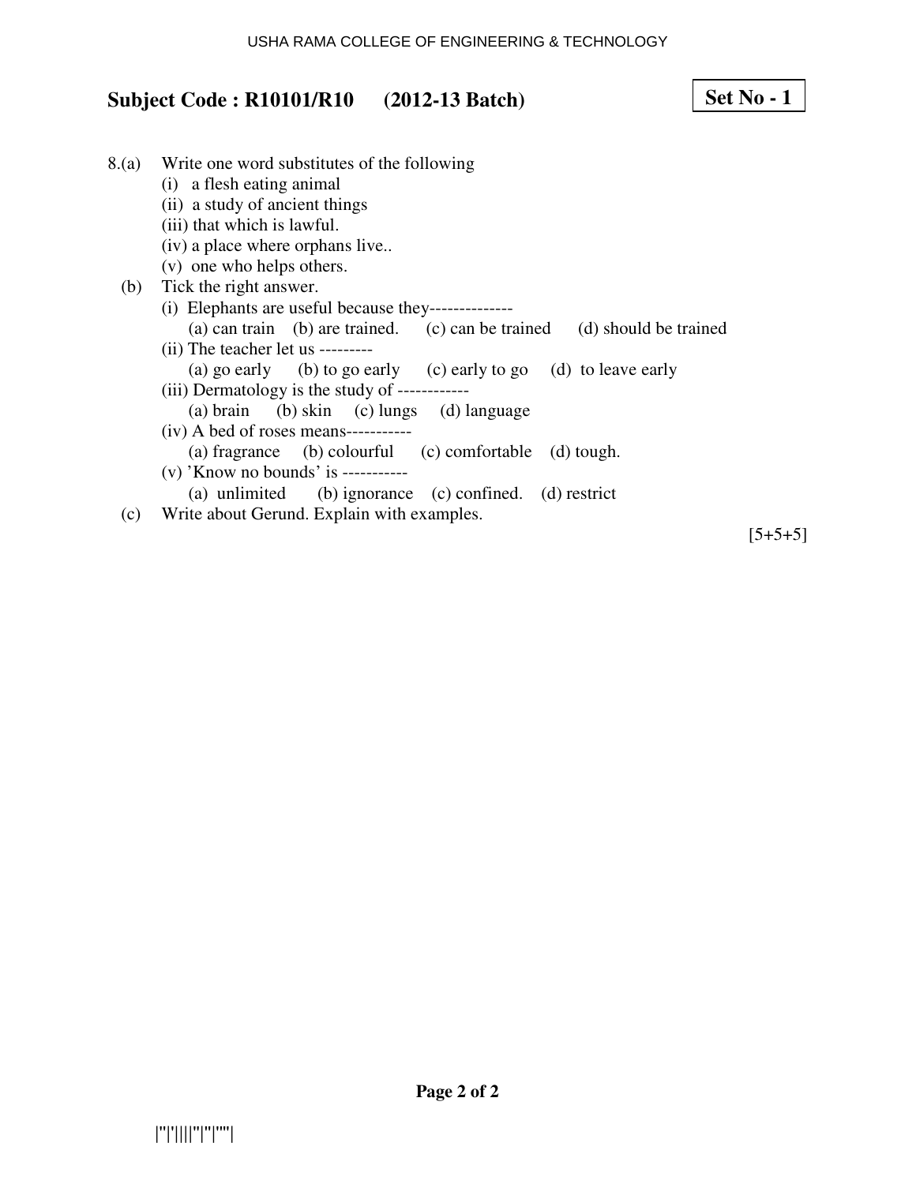**Subject Code : R10101/R10 (2012-13 Batch)** **Set No - 1**

8.(a) Write one word substitutes of the following
   (i) a flesh eating animal
   (ii) a study of ancient things
   (iii) that which is lawful.
   (iv) a place where orphans live..
   (v) one who helps others.

(b) Tick the right answer.
   (i) Elephants are useful because they--------------
      (a) can train (b) are trained. (c) can be trained (d) should be trained
   (ii) The teacher let us ---------
      (a) go early (b) to go early (c) early to go (d) to leave early
   (iii) Dermatology is the study of ------------
      (a) brain (b) skin (c) lungs (d) language
   (iv) A bed of roses means-----------
      (a) fragrance (b) colourful (c) comfortable (d) tough.
   (v) 'Know no bounds' is -----------
      (a) unlimited (b) ignorance (c) confined. (d) restrict

(c) Write about Gerund. Explain with examples.

[5+5+5]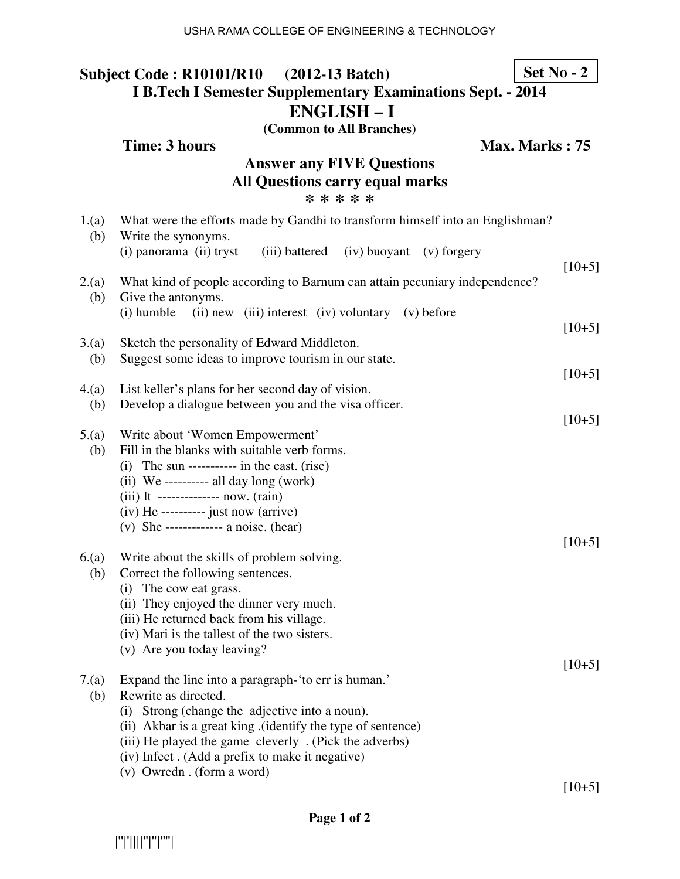**Subject Code : R10101/R10 (2012-13 Batch)** **Set No - 2**

**I B.Tech I Semester Supplementary Examinations Sept. - 2014**

# ENGLISH – I

**(Common to All Branches)**

**Time: 3 hours** **Max. Marks : 75**

**Answer any FIVE Questions**
**All Questions carry equal marks**

**\* \* \* \* \***

1.(a) What were the efforts made by Gandhi to transform himself into an Englishman?
 (b) Write the synonyms.
 (i) panorama (ii) tryst (iii) battered (iv) buoyant (v) forgery
 [10+5]

2.(a) What kind of people according to Barnum can attain pecuniary independence?
 (b) Give the antonyms.
 (i) humble (ii) new (iii) interest (iv) voluntary (v) before
 [10+5]

3.(a) Sketch the personality of Edward Middleton.
 (b) Suggest some ideas to improve tourism in our state.
 [10+5]

4.(a) List keller's plans for her second day of vision.
 (b) Develop a dialogue between you and the visa officer.
 [10+5]

5.(a) Write about 'Women Empowerment'
 (b) Fill in the blanks with suitable verb forms.
 (i) The sun ----------- in the east. (rise)
 (ii) We ---------- all day long (work)
 (iii) It -------------- now. (rain)
 (iv) He ---------- just now (arrive)
 (v) She ------------- a noise. (hear)
 [10+5]

6.(a) Write about the skills of problem solving.
 (b) Correct the following sentences.
 (i) The cow eat grass.
 (ii) They enjoyed the dinner very much.
 (iii) He returned back from his village.
 (iv) Mari is the tallest of the two sisters.
 (v) Are you today leaving?
 [10+5]

7.(a) Expand the line into a paragraph-'to err is human.'
 (b) Rewrite as directed.
 (i) Strong (change the adjective into a noun).
 (ii) Akbar is a great king .(identify the type of sentence)
 (iii) He played the game cleverly . (Pick the adverbs)
 (iv) Infect . (Add a prefix to make it negative)
 (v) Owredn . (form a word)
 [10+5]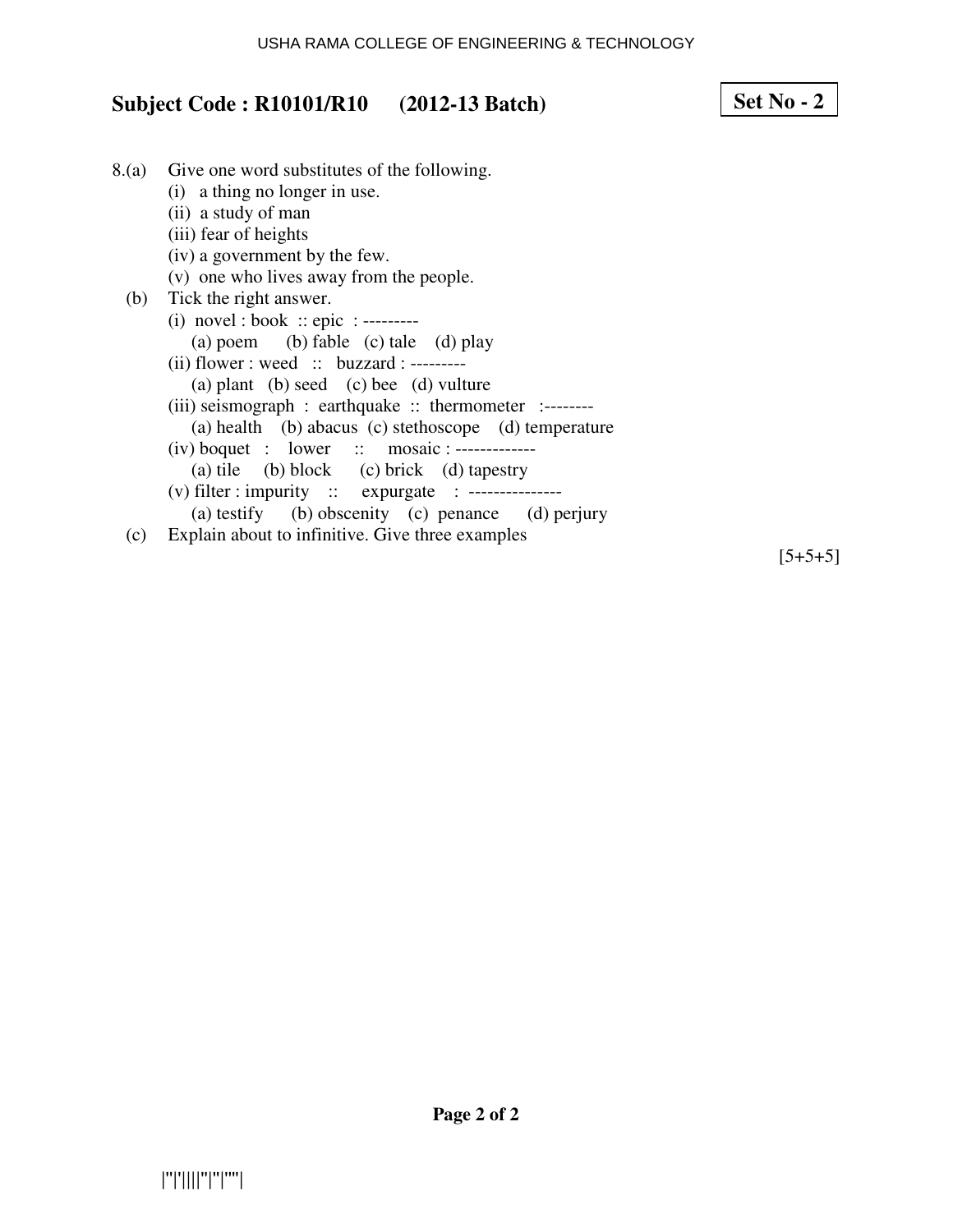**Subject Code : R10101/R10 (2012-13 Batch)**

**Set No - 2**

8.(a) Give one word substitutes of the following.

(i) a thing no longer in use.
(ii) a study of man
(iii) fear of heights
(iv) a government by the few.
(v) one who lives away from the people.

(b) Tick the right answer.

(i) novel : book :: epic : ---------
(a) poem (b) fable (c) tale (d) play

(ii) flower : weed :: buzzard : ---------
(a) plant (b) seed (c) bee (d) vulture

(iii) seismograph : earthquake :: thermometer :--------
(a) health (b) abacus (c) stethoscope (d) temperature

(iv) boquet : lower :: mosaic : -------------
(a) tile (b) block (c) brick (d) tapestry

(v) filter : impurity :: expurgate : ---------------
(a) testify (b) obscenity (c) penance (d) perjury

(c) Explain about to infinitive. Give three examples

[5+5+5]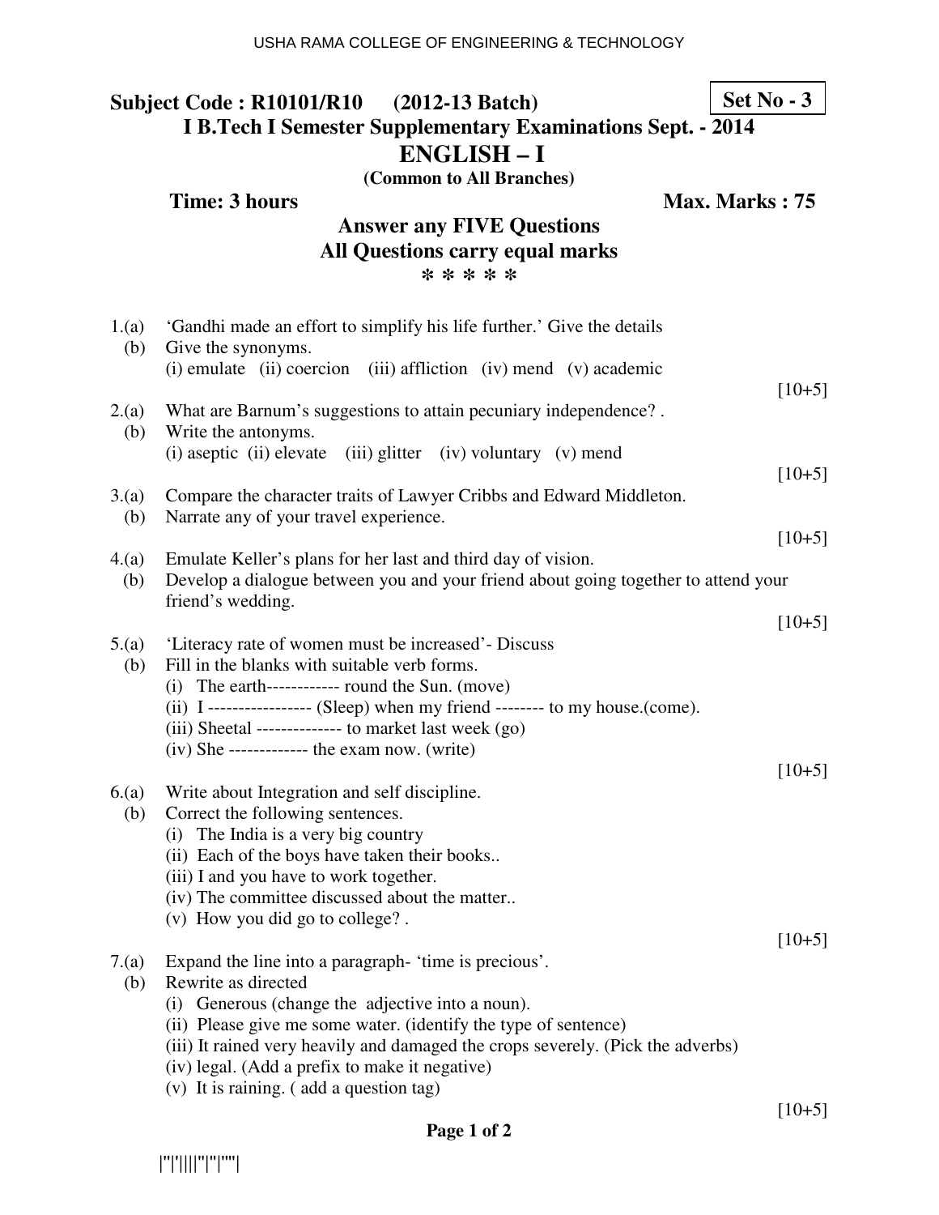**Subject Code : R10101/R10 (2012-13 Batch)** **Set No - 3**

**I B.Tech I Semester Supplementary Examinations Sept. - 2014**

# ENGLISH – I

**(Common to All Branches)**

**Time: 3 hours** **Max. Marks : 75**

**Answer any FIVE Questions**
**All Questions carry equal marks**
**\* \* \* \* \***

1.(a) 'Gandhi made an effort to simplify his life further.' Give the details
  (b) Give the synonyms.
  (i) emulate (ii) coercion (iii) affliction (iv) mend (v) academic
[10+5]

2.(a) What are Barnum's suggestions to attain pecuniary independence? .
  (b) Write the antonyms.
  (i) aseptic (ii) elevate (iii) glitter (iv) voluntary (v) mend
[10+5]

3.(a) Compare the character traits of Lawyer Cribbs and Edward Middleton.
  (b) Narrate any of your travel experience.
[10+5]

4.(a) Emulate Keller's plans for her last and third day of vision.
  (b) Develop a dialogue between you and your friend about going together to attend your friend's wedding.
[10+5]

5.(a) 'Literacy rate of women must be increased'- Discuss
  (b) Fill in the blanks with suitable verb forms.
  (i) The earth------------ round the Sun. (move)
  (ii) I ----------------- (Sleep) when my friend -------- to my house.(come).
  (iii) Sheetal -------------- to market last week (go)
  (iv) She ------------- the exam now. (write)
[10+5]

6.(a) Write about Integration and self discipline.
  (b) Correct the following sentences.
  (i) The India is a very big country
  (ii) Each of the boys have taken their books..
  (iii) I and you have to work together.
  (iv) The committee discussed about the matter..
  (v) How you did go to college? .
[10+5]

7.(a) Expand the line into a paragraph- 'time is precious'.
  (b) Rewrite as directed
  (i) Generous (change the adjective into a noun).
  (ii) Please give me some water. (identify the type of sentence)
  (iii) It rained very heavily and damaged the crops severely. (Pick the adverbs)
  (iv) legal. (Add a prefix to make it negative)
  (v) It is raining. ( add a question tag)
[10+5]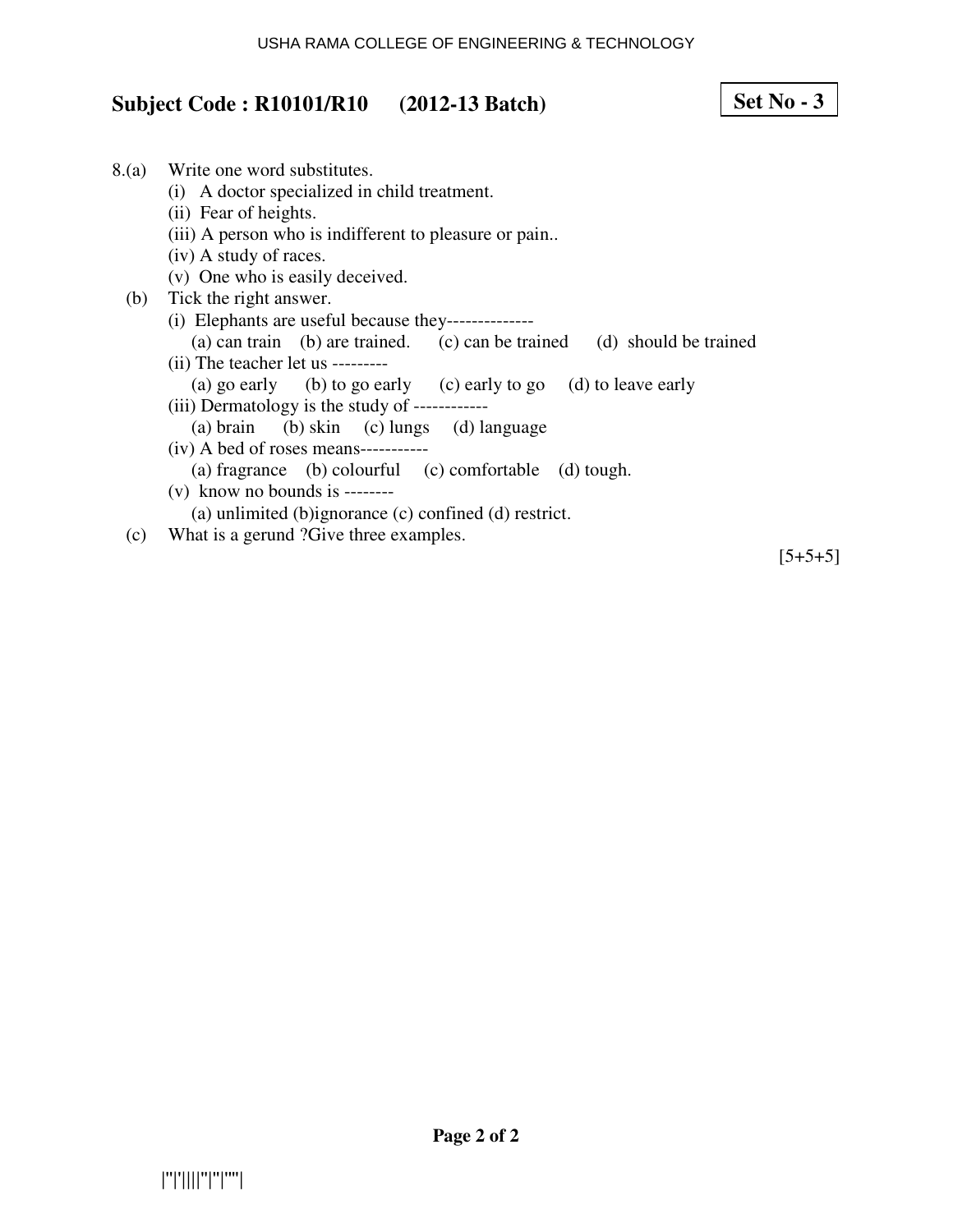**Subject Code : R10101/R10 (2012-13 Batch)** **Set No - 3**

8.(a) Write one word substitutes.

(i) A doctor specialized in child treatment.
(ii) Fear of heights.
(iii) A person who is indifferent to pleasure or pain..
(iv) A study of races.
(v) One who is easily deceived.

(b) Tick the right answer.

(i) Elephants are useful because they--------------
(a) can train (b) are trained. (c) can be trained (d) should be trained

(ii) The teacher let us ---------
(a) go early (b) to go early (c) early to go (d) to leave early

(iii) Dermatology is the study of ------------
(a) brain (b) skin (c) lungs (d) language

(iv) A bed of roses means-----------
(a) fragrance (b) colourful (c) comfortable (d) tough.

(v) know no bounds is --------
(a) unlimited (b)ignorance (c) confined (d) restrict.

(c) What is a gerund ?Give three examples.

[5+5+5]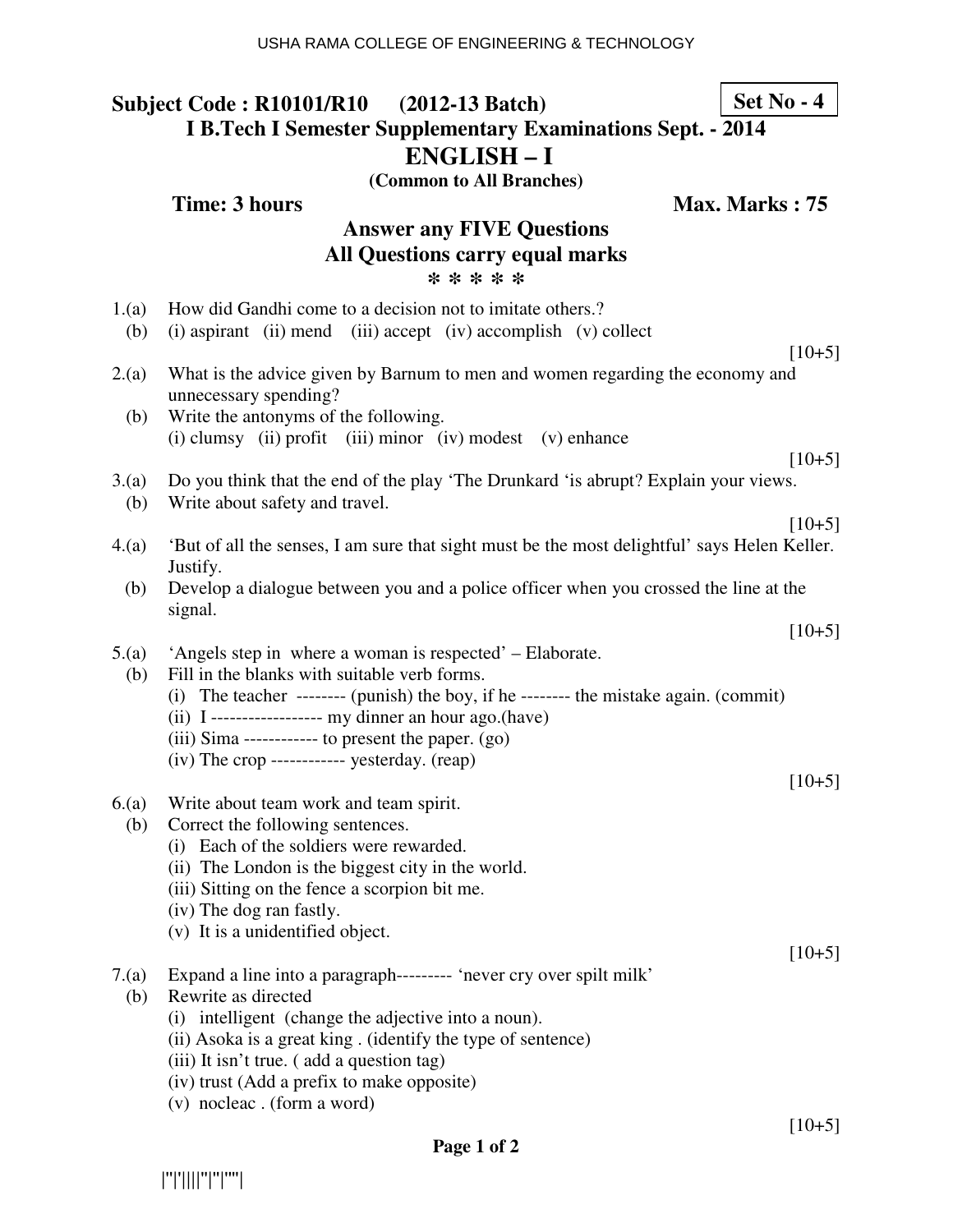**Subject Code : R10101/R10 (2012-13 Batch)** **Set No - 4**

**I B.Tech I Semester Supplementary Examinations Sept. - 2014**

# ENGLISH – I

**(Common to All Branches)**

**Time: 3 hours** **Max. Marks : 75**

**Answer any FIVE Questions**
**All Questions carry equal marks**
**\* \* \* \* \***

1.(a) How did Gandhi come to a decision not to imitate others.?
(b) (i) aspirant (ii) mend (iii) accept (iv) accomplish (v) collect

[10+5]

2.(a) What is the advice given by Barnum to men and women regarding the economy and unnecessary spending?
(b) Write the antonyms of the following.
(i) clumsy (ii) profit (iii) minor (iv) modest (v) enhance

[10+5]

3.(a) Do you think that the end of the play 'The Drunkard 'is abrupt? Explain your views.
(b) Write about safety and travel.

[10+5]

4.(a) 'But of all the senses, I am sure that sight must be the most delightful' says Helen Keller. Justify.
(b) Develop a dialogue between you and a police officer when you crossed the line at the signal.

[10+5]

5.(a) 'Angels step in where a woman is respected' – Elaborate.
(b) Fill in the blanks with suitable verb forms.
(i) The teacher -------- (punish) the boy, if he -------- the mistake again. (commit)
(ii) I ------------------ my dinner an hour ago.(have)
(iii) Sima ------------ to present the paper. (go)
(iv) The crop ------------ yesterday. (reap)

[10+5]

6.(a) Write about team work and team spirit.
(b) Correct the following sentences.
(i) Each of the soldiers were rewarded.
(ii) The London is the biggest city in the world.
(iii) Sitting on the fence a scorpion bit me.
(iv) The dog ran fastly.
(v) It is a unidentified object.

[10+5]

7.(a) Expand a line into a paragraph--------- 'never cry over spilt milk'
(b) Rewrite as directed
(i) intelligent (change the adjective into a noun).
(ii) Asoka is a great king . (identify the type of sentence)
(iii) It isn't true. ( add a question tag)
(iv) trust (Add a prefix to make opposite)
(v) nocleac . (form a word)

[10+5]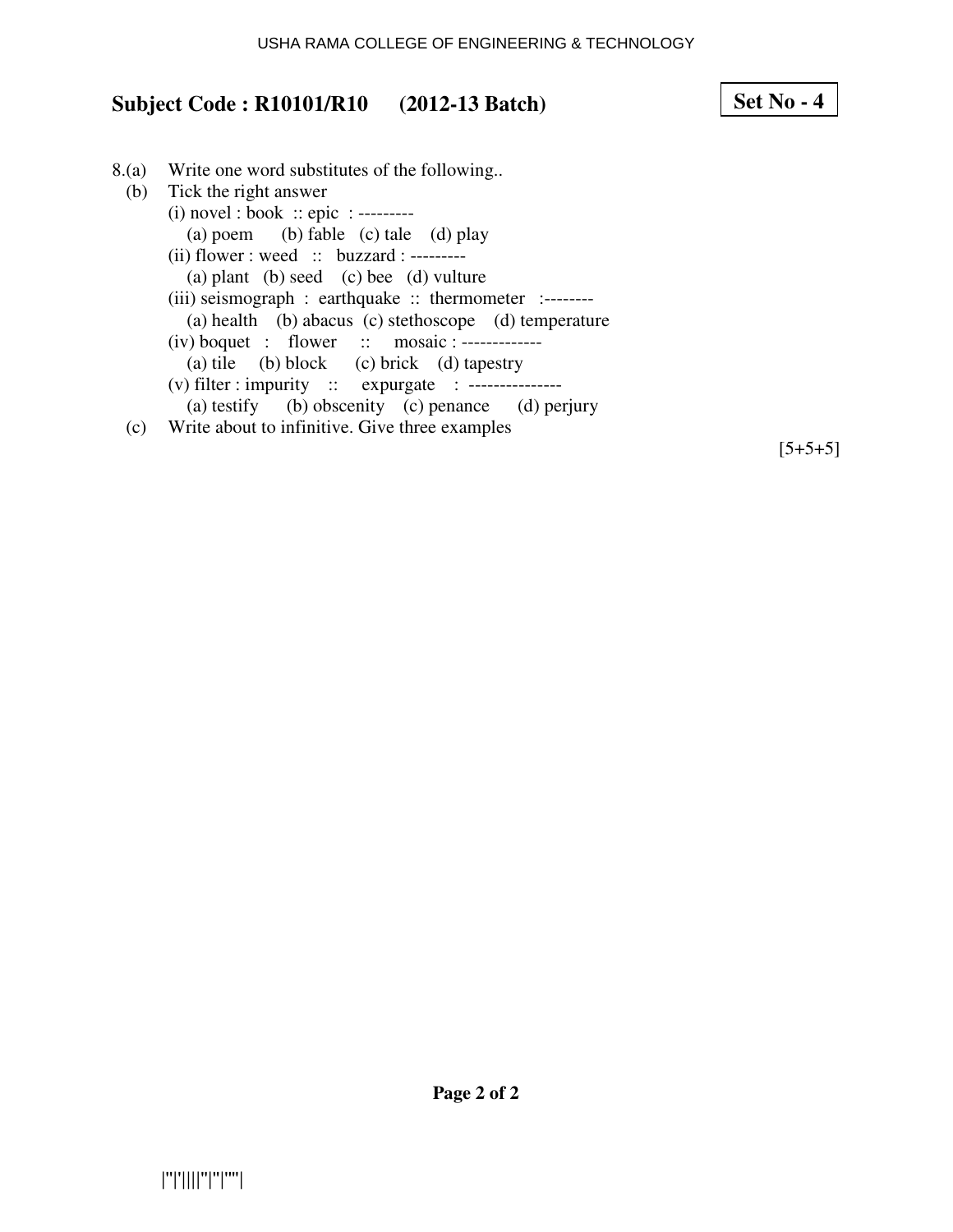**Subject Code : R10101/R10 (2012-13 Batch)**

**Set No - 4**

8.(a) Write one word substitutes of the following..

(b) Tick the right answer

(i) novel : book :: epic : ---------
(a) poem (b) fable (c) tale (d) play

(ii) flower : weed :: buzzard : ---------
(a) plant (b) seed (c) bee (d) vulture

(iii) seismograph : earthquake :: thermometer :--------
(a) health (b) abacus (c) stethoscope (d) temperature

(iv) boquet : flower :: mosaic : -------------
(a) tile (b) block (c) brick (d) tapestry

(v) filter : impurity :: expurgate : ---------------
(a) testify (b) obscenity (c) penance (d) perjury

(c) Write about to infinitive. Give three examples

[5+5+5]